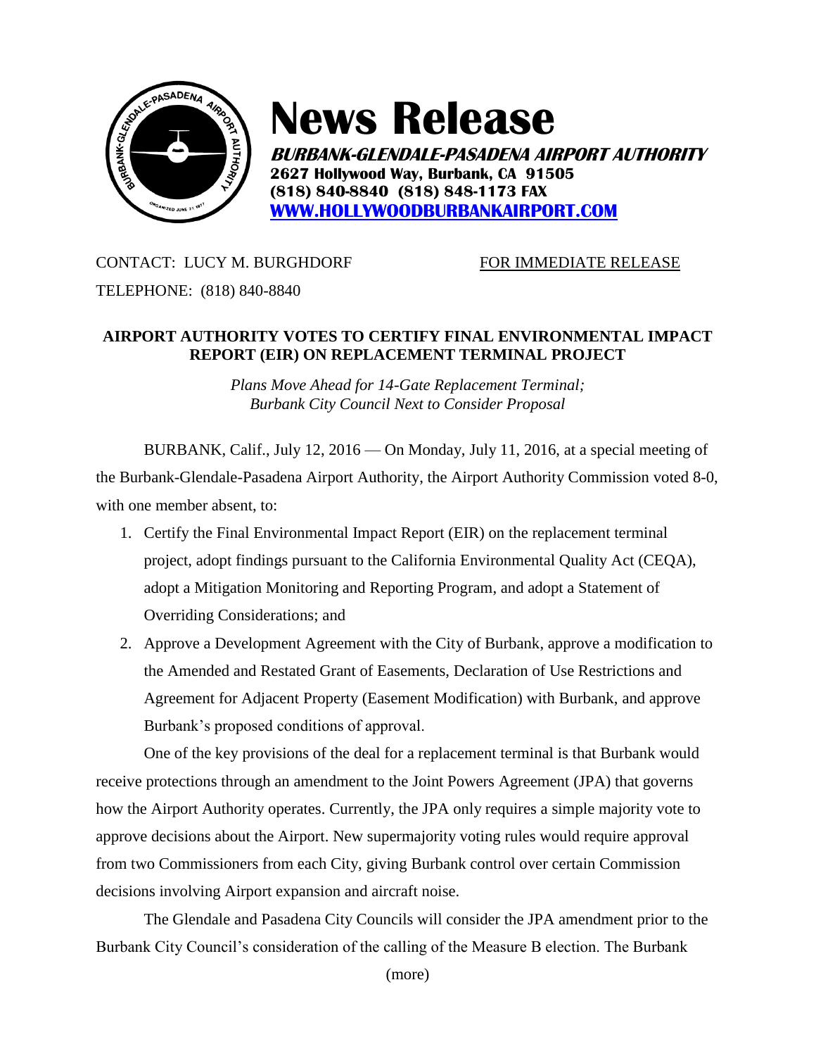# News Release

***BURBANK-GLENDALE-PASADENA AIRPORT AUTHORITY***
**2627 Hollywood Way, Burbank, CA 91505**
**(818) 840-8840 (818) 848-1173 FAX**
**[WWW.HOLLYWOODBURBANKAIRPORT.COM](http://WWW.HOLLYWOODBURBANKAIRPORT.COM)**

CONTACT: LUCY M. BURGHDORF FOR IMMEDIATE RELEASE

TELEPHONE: (818) 840-8840

## AIRPORT AUTHORITY VOTES TO CERTIFY FINAL ENVIRONMENTAL IMPACT REPORT (EIR) ON REPLACEMENT TERMINAL PROJECT

*Plans Move Ahead for 14-Gate Replacement Terminal;*
*Burbank City Council Next to Consider Proposal*

BURBANK, Calif., July 12, 2016 — On Monday, July 11, 2016, at a special meeting of the Burbank-Glendale-Pasadena Airport Authority, the Airport Authority Commission voted 8-0, with one member absent, to:

1. Certify the Final Environmental Impact Report (EIR) on the replacement terminal project, adopt findings pursuant to the California Environmental Quality Act (CEQA), adopt a Mitigation Monitoring and Reporting Program, and adopt a Statement of Overriding Considerations; and
2. Approve a Development Agreement with the City of Burbank, approve a modification to the Amended and Restated Grant of Easements, Declaration of Use Restrictions and Agreement for Adjacent Property (Easement Modification) with Burbank, and approve Burbank's proposed conditions of approval.

One of the key provisions of the deal for a replacement terminal is that Burbank would receive protections through an amendment to the Joint Powers Agreement (JPA) that governs how the Airport Authority operates. Currently, the JPA only requires a simple majority vote to approve decisions about the Airport. New supermajority voting rules would require approval from two Commissioners from each City, giving Burbank control over certain Commission decisions involving Airport expansion and aircraft noise.

The Glendale and Pasadena City Councils will consider the JPA amendment prior to the Burbank City Council's consideration of the calling of the Measure B election. The Burbank

(more)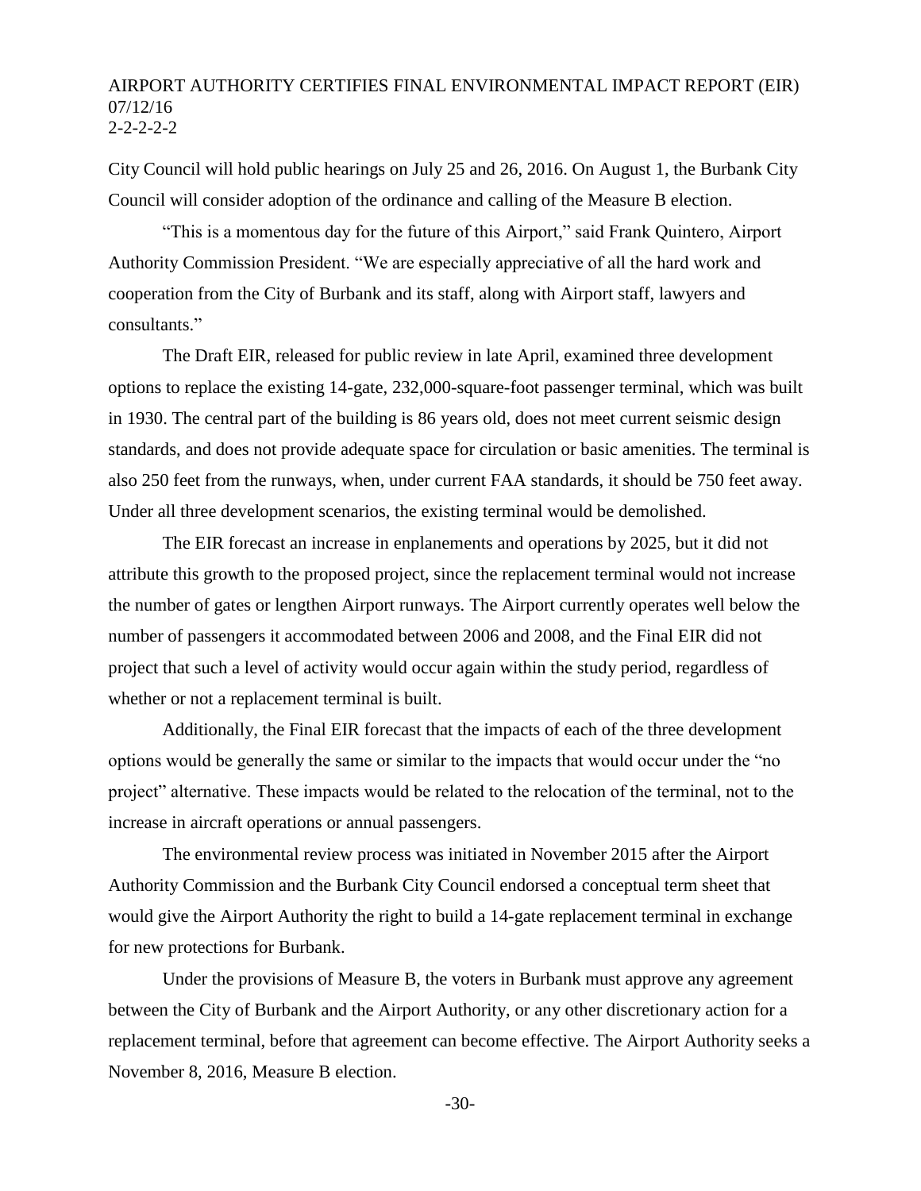City Council will hold public hearings on July 25 and 26, 2016. On August 1, the Burbank City Council will consider adoption of the ordinance and calling of the Measure B election.

"This is a momentous day for the future of this Airport," said Frank Quintero, Airport Authority Commission President. "We are especially appreciative of all the hard work and cooperation from the City of Burbank and its staff, along with Airport staff, lawyers and consultants."

The Draft EIR, released for public review in late April, examined three development options to replace the existing 14-gate, 232,000-square-foot passenger terminal, which was built in 1930. The central part of the building is 86 years old, does not meet current seismic design standards, and does not provide adequate space for circulation or basic amenities. The terminal is also 250 feet from the runways, when, under current FAA standards, it should be 750 feet away. Under all three development scenarios, the existing terminal would be demolished.

The EIR forecast an increase in enplanements and operations by 2025, but it did not attribute this growth to the proposed project, since the replacement terminal would not increase the number of gates or lengthen Airport runways. The Airport currently operates well below the number of passengers it accommodated between 2006 and 2008, and the Final EIR did not project that such a level of activity would occur again within the study period, regardless of whether or not a replacement terminal is built.

Additionally, the Final EIR forecast that the impacts of each of the three development options would be generally the same or similar to the impacts that would occur under the "no project" alternative. These impacts would be related to the relocation of the terminal, not to the increase in aircraft operations or annual passengers.

The environmental review process was initiated in November 2015 after the Airport Authority Commission and the Burbank City Council endorsed a conceptual term sheet that would give the Airport Authority the right to build a 14-gate replacement terminal in exchange for new protections for Burbank.

Under the provisions of Measure B, the voters in Burbank must approve any agreement between the City of Burbank and the Airport Authority, or any other discretionary action for a replacement terminal, before that agreement can become effective. The Airport Authority seeks a November 8, 2016, Measure B election.

-30-